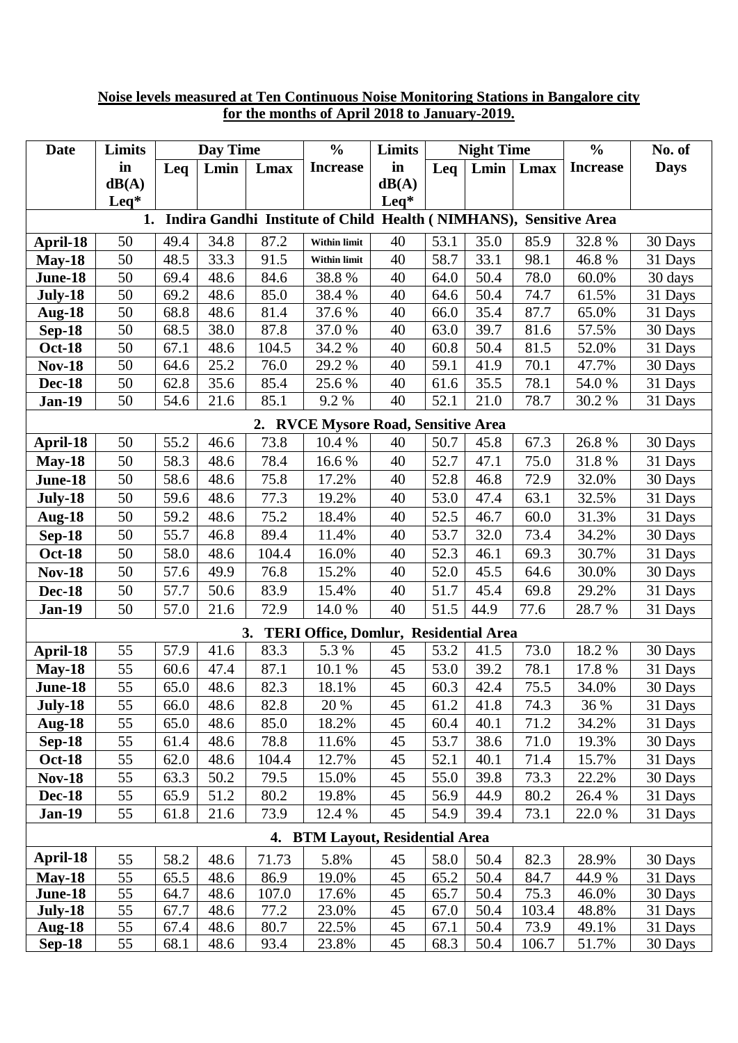**Noise levels measured at Ten Continuous Noise Monitoring Stations in Bangalore city for the months of April 2018 to January-2019.**

| Date | Limits in dB(A) Leq* | Day Time | | | % Increase | Limits in dB(A) Leq* | Night Time | | | % Increase | No. of Days |
|---|---|---|---|---|---|---|---|---|---|---|---|
| | | Leq | Lmin | Lmax | | | Leq | Lmin | Lmax | | |
| **1. Indira Gandhi Institute of Child Health ( NIMHANS), Sensitive Area** | | | | | | | | | | | |
| **April-18** | 50 | 49.4 | 34.8 | 87.2 | Within limit | 40 | 53.1 | 35.0 | 85.9 | 32.8 % | 30 Days |
| **May-18** | 50 | 48.5 | 33.3 | 91.5 | Within limit | 40 | 58.7 | 33.1 | 98.1 | 46.8 % | 31 Days |
| **June-18** | 50 | 69.4 | 48.6 | 84.6 | 38.8 % | 40 | 64.0 | 50.4 | 78.0 | 60.0% | 30 days |
| **July-18** | 50 | 69.2 | 48.6 | 85.0 | 38.4 % | 40 | 64.6 | 50.4 | 74.7 | 61.5% | 31 Days |
| **Aug-18** | 50 | 68.8 | 48.6 | 81.4 | 37.6 % | 40 | 66.0 | 35.4 | 87.7 | 65.0% | 31 Days |
| **Sep-18** | 50 | 68.5 | 38.0 | 87.8 | 37.0 % | 40 | 63.0 | 39.7 | 81.6 | 57.5% | 30 Days |
| **Oct-18** | 50 | 67.1 | 48.6 | 104.5 | 34.2 % | 40 | 60.8 | 50.4 | 81.5 | 52.0% | 31 Days |
| **Nov-18** | 50 | 64.6 | 25.2 | 76.0 | 29.2 % | 40 | 59.1 | 41.9 | 70.1 | 47.7% | 30 Days |
| **Dec-18** | 50 | 62.8 | 35.6 | 85.4 | 25.6 % | 40 | 61.6 | 35.5 | 78.1 | 54.0 % | 31 Days |
| **Jan-19** | 50 | 54.6 | 21.6 | 85.1 | 9.2 % | 40 | 52.1 | 21.0 | 78.7 | 30.2 % | 31 Days |
| **2. RVCE Mysore Road, Sensitive Area** | | | | | | | | | | | |
| **April-18** | 50 | 55.2 | 46.6 | 73.8 | 10.4 % | 40 | 50.7 | 45.8 | 67.3 | 26.8 % | 30 Days |
| **May-18** | 50 | 58.3 | 48.6 | 78.4 | 16.6 % | 40 | 52.7 | 47.1 | 75.0 | 31.8 % | 31 Days |
| **June-18** | 50 | 58.6 | 48.6 | 75.8 | 17.2% | 40 | 52.8 | 46.8 | 72.9 | 32.0% | 30 Days |
| **July-18** | 50 | 59.6 | 48.6 | 77.3 | 19.2% | 40 | 53.0 | 47.4 | 63.1 | 32.5% | 31 Days |
| **Aug-18** | 50 | 59.2 | 48.6 | 75.2 | 18.4% | 40 | 52.5 | 46.7 | 60.0 | 31.3% | 31 Days |
| **Sep-18** | 50 | 55.7 | 46.8 | 89.4 | 11.4% | 40 | 53.7 | 32.0 | 73.4 | 34.2% | 30 Days |
| **Oct-18** | 50 | 58.0 | 48.6 | 104.4 | 16.0% | 40 | 52.3 | 46.1 | 69.3 | 30.7% | 31 Days |
| **Nov-18** | 50 | 57.6 | 49.9 | 76.8 | 15.2% | 40 | 52.0 | 45.5 | 64.6 | 30.0% | 30 Days |
| **Dec-18** | 50 | 57.7 | 50.6 | 83.9 | 15.4% | 40 | 51.7 | 45.4 | 69.8 | 29.2% | 31 Days |
| **Jan-19** | 50 | 57.0 | 21.6 | 72.9 | 14.0 % | 40 | 51.5 | 44.9 | 77.6 | 28.7 % | 31 Days |
| **3. TERI Office, Domlur, Residential Area** | | | | | | | | | | | |
| **April-18** | 55 | 57.9 | 41.6 | 83.3 | 5.3 % | 45 | 53.2 | 41.5 | 73.0 | 18.2 % | 30 Days |
| **May-18** | 55 | 60.6 | 47.4 | 87.1 | 10.1 % | 45 | 53.0 | 39.2 | 78.1 | 17.8 % | 31 Days |
| **June-18** | 55 | 65.0 | 48.6 | 82.3 | 18.1% | 45 | 60.3 | 42.4 | 75.5 | 34.0% | 30 Days |
| **July-18** | 55 | 66.0 | 48.6 | 82.8 | 20 % | 45 | 61.2 | 41.8 | 74.3 | 36 % | 31 Days |
| **Aug-18** | 55 | 65.0 | 48.6 | 85.0 | 18.2% | 45 | 60.4 | 40.1 | 71.2 | 34.2% | 31 Days |
| **Sep-18** | 55 | 61.4 | 48.6 | 78.8 | 11.6% | 45 | 53.7 | 38.6 | 71.0 | 19.3% | 30 Days |
| **Oct-18** | 55 | 62.0 | 48.6 | 104.4 | 12.7% | 45 | 52.1 | 40.1 | 71.4 | 15.7% | 31 Days |
| **Nov-18** | 55 | 63.3 | 50.2 | 79.5 | 15.0% | 45 | 55.0 | 39.8 | 73.3 | 22.2% | 30 Days |
| **Dec-18** | 55 | 65.9 | 51.2 | 80.2 | 19.8% | 45 | 56.9 | 44.9 | 80.2 | 26.4 % | 31 Days |
| **Jan-19** | 55 | 61.8 | 21.6 | 73.9 | 12.4 % | 45 | 54.9 | 39.4 | 73.1 | 22.0 % | 31 Days |
| **4. BTM Layout, Residential Area** | | | | | | | | | | | |
| **April-18** | 55 | 58.2 | 48.6 | 71.73 | 5.8% | 45 | 58.0 | 50.4 | 82.3 | 28.9% | 30 Days |
| **May-18** | 55 | 65.5 | 48.6 | 86.9 | 19.0% | 45 | 65.2 | 50.4 | 84.7 | 44.9 % | 31 Days |
| **June-18** | 55 | 64.7 | 48.6 | 107.0 | 17.6% | 45 | 65.7 | 50.4 | 75.3 | 46.0% | 30 Days |
| **July-18** | 55 | 67.7 | 48.6 | 77.2 | 23.0% | 45 | 67.0 | 50.4 | 103.4 | 48.8% | 31 Days |
| **Aug-18** | 55 | 67.4 | 48.6 | 80.7 | 22.5% | 45 | 67.1 | 50.4 | 73.9 | 49.1% | 31 Days |
| **Sep-18** | 55 | 68.1 | 48.6 | 93.4 | 23.8% | 45 | 68.3 | 50.4 | 106.7 | 51.7% | 30 Days |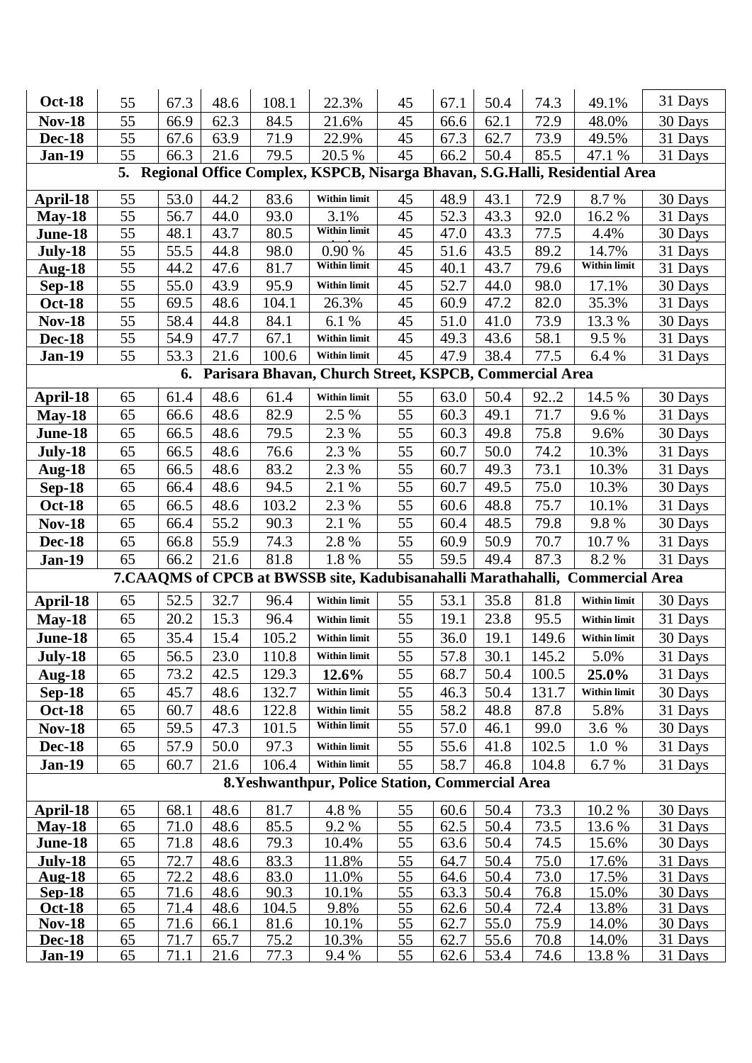| | | | | | | | | | | | |
|---|---|---|---|---|---|---|---|---|---|---|---|
| **Oct-18** | 55 | 67.3 | 48.6 | 108.1 | 22.3% | 45 | 67.1 | 50.4 | 74.3 | 49.1% | 31 Days |
| **Nov-18** | 55 | 66.9 | 62.3 | 84.5 | 21.6% | 45 | 66.6 | 62.1 | 72.9 | 48.0% | 30 Days |
| **Dec-18** | 55 | 67.6 | 63.9 | 71.9 | 22.9% | 45 | 67.3 | 62.7 | 73.9 | 49.5% | 31 Days |
| **Jan-19** | 55 | 66.3 | 21.6 | 79.5 | 20.5 % | 45 | 66.2 | 50.4 | 85.5 | 47.1 % | 31 Days |
| **5. Regional Office Complex, KSPCB, Nisarga Bhavan, S.G.Halli, Residential Area** | | | | | | | | | | | |
| **April-18** | 55 | 53.0 | 44.2 | 83.6 | Within limit | 45 | 48.9 | 43.1 | 72.9 | 8.7 % | 30 Days |
| **May-18** | 55 | 56.7 | 44.0 | 93.0 | 3.1% | 45 | 52.3 | 43.3 | 92.0 | 16.2 % | 31 Days |
| **June-18** | 55 | 48.1 | 43.7 | 80.5 | Within limit | 45 | 47.0 | 43.3 | 77.5 | 4.4% | 30 Days |
| **July-18** | 55 | 55.5 | 44.8 | 98.0 | 0.90 % | 45 | 51.6 | 43.5 | 89.2 | 14.7% | 31 Days |
| **Aug-18** | 55 | 44.2 | 47.6 | 81.7 | Within limit | 45 | 40.1 | 43.7 | 79.6 | Within limit | 31 Days |
| **Sep-18** | 55 | 55.0 | 43.9 | 95.9 | Within limit | 45 | 52.7 | 44.0 | 98.0 | 17.1% | 30 Days |
| **Oct-18** | 55 | 69.5 | 48.6 | 104.1 | 26.3% | 45 | 60.9 | 47.2 | 82.0 | 35.3% | 31 Days |
| **Nov-18** | 55 | 58.4 | 44.8 | 84.1 | 6.1 % | 45 | 51.0 | 41.0 | 73.9 | 13.3 % | 30 Days |
| **Dec-18** | 55 | 54.9 | 47.7 | 67.1 | Within limit | 45 | 49.3 | 43.6 | 58.1 | 9.5 % | 31 Days |
| **Jan-19** | 55 | 53.3 | 21.6 | 100.6 | Within limit | 45 | 47.9 | 38.4 | 77.5 | 6.4 % | 31 Days |
| **6. Parisara Bhavan, Church Street, KSPCB, Commercial Area** | | | | | | | | | | | |
| **April-18** | 65 | 61.4 | 48.6 | 61.4 | Within limit | 55 | 63.0 | 50.4 | 92..2 | 14.5 % | 30 Days |
| **May-18** | 65 | 66.6 | 48.6 | 82.9 | 2.5 % | 55 | 60.3 | 49.1 | 71.7 | 9.6 % | 31 Days |
| **June-18** | 65 | 66.5 | 48.6 | 79.5 | 2.3 % | 55 | 60.3 | 49.8 | 75.8 | 9.6% | 30 Days |
| **July-18** | 65 | 66.5 | 48.6 | 76.6 | 2.3 % | 55 | 60.7 | 50.0 | 74.2 | 10.3% | 31 Days |
| **Aug-18** | 65 | 66.5 | 48.6 | 83.2 | 2.3 % | 55 | 60.7 | 49.3 | 73.1 | 10.3% | 31 Days |
| **Sep-18** | 65 | 66.4 | 48.6 | 94.5 | 2.1 % | 55 | 60.7 | 49.5 | 75.0 | 10.3% | 30 Days |
| **Oct-18** | 65 | 66.5 | 48.6 | 103.2 | 2.3 % | 55 | 60.6 | 48.8 | 75.7 | 10.1% | 31 Days |
| **Nov-18** | 65 | 66.4 | 55.2 | 90.3 | 2.1 % | 55 | 60.4 | 48.5 | 79.8 | 9.8 % | 30 Days |
| **Dec-18** | 65 | 66.8 | 55.9 | 74.3 | 2.8 % | 55 | 60.9 | 50.9 | 70.7 | 10.7 % | 31 Days |
| **Jan-19** | 65 | 66.2 | 21.6 | 81.8 | 1.8 % | 55 | 59.5 | 49.4 | 87.3 | 8.2 % | 31 Days |
| **7.CAAQMS of CPCB at BWSSB site, Kadubisanahalli Marathahalli, Commercial Area** | | | | | | | | | | | |
| **April-18** | 65 | 52.5 | 32.7 | 96.4 | Within limit | 55 | 53.1 | 35.8 | 81.8 | Within limit | 30 Days |
| **May-18** | 65 | 20.2 | 15.3 | 96.4 | Within limit | 55 | 19.1 | 23.8 | 95.5 | Within limit | 31 Days |
| **June-18** | 65 | 35.4 | 15.4 | 105.2 | Within limit | 55 | 36.0 | 19.1 | 149.6 | Within limit | 30 Days |
| **July-18** | 65 | 56.5 | 23.0 | 110.8 | Within limit | 55 | 57.8 | 30.1 | 145.2 | 5.0% | 31 Days |
| **Aug-18** | 65 | 73.2 | 42.5 | 129.3 | **12.6%** | 55 | 68.7 | 50.4 | 100.5 | **25.0%** | 31 Days |
| **Sep-18** | 65 | 45.7 | 48.6 | 132.7 | Within limit | 55 | 46.3 | 50.4 | 131.7 | Within limit | 30 Days |
| **Oct-18** | 65 | 60.7 | 48.6 | 122.8 | Within limit | 55 | 58.2 | 48.8 | 87.8 | 5.8% | 31 Days |
| **Nov-18** | 65 | 59.5 | 47.3 | 101.5 | Within limit | 55 | 57.0 | 46.1 | 99.0 | 3.6 % | 30 Days |
| **Dec-18** | 65 | 57.9 | 50.0 | 97.3 | Within limit | 55 | 55.6 | 41.8 | 102.5 | 1.0 % | 31 Days |
| **Jan-19** | 65 | 60.7 | 21.6 | 106.4 | Within limit | 55 | 58.7 | 46.8 | 104.8 | 6.7 % | 31 Days |
| **8.Yeshwanthpur, Police Station, Commercial Area** | | | | | | | | | | | |
| **April-18** | 65 | 68.1 | 48.6 | 81.7 | 4.8 % | 55 | 60.6 | 50.4 | 73.3 | 10.2 % | 30 Days |
| **May-18** | 65 | 71.0 | 48.6 | 85.5 | 9.2 % | 55 | 62.5 | 50.4 | 73.5 | 13.6 % | 31 Days |
| **June-18** | 65 | 71.8 | 48.6 | 79.3 | 10.4% | 55 | 63.6 | 50.4 | 74.5 | 15.6% | 30 Days |
| **July-18** | 65 | 72.7 | 48.6 | 83.3 | 11.8% | 55 | 64.7 | 50.4 | 75.0 | 17.6% | 31 Days |
| **Aug-18** | 65 | 72.2 | 48.6 | 83.0 | 11.0% | 55 | 64.6 | 50.4 | 73.0 | 17.5% | 31 Days |
| **Sep-18** | 65 | 71.6 | 48.6 | 90.3 | 10.1% | 55 | 63.3 | 50.4 | 76.8 | 15.0% | 30 Days |
| **Oct-18** | 65 | 71.4 | 48.6 | 104.5 | 9.8% | 55 | 62.6 | 50.4 | 72.4 | 13.8% | 31 Days |
| **Nov-18** | 65 | 71.6 | 66.1 | 81.6 | 10.1% | 55 | 62.7 | 55.0 | 75.9 | 14.0% | 30 Days |
| **Dec-18** | 65 | 71.7 | 65.7 | 75.2 | 10.3% | 55 | 62.7 | 55.6 | 70.8 | 14.0% | 31 Days |
| **Jan-19** | 65 | 71.1 | 21.6 | 77.3 | 9.4 % | 55 | 62.6 | 53.4 | 74.6 | 13.8 % | 31 Days |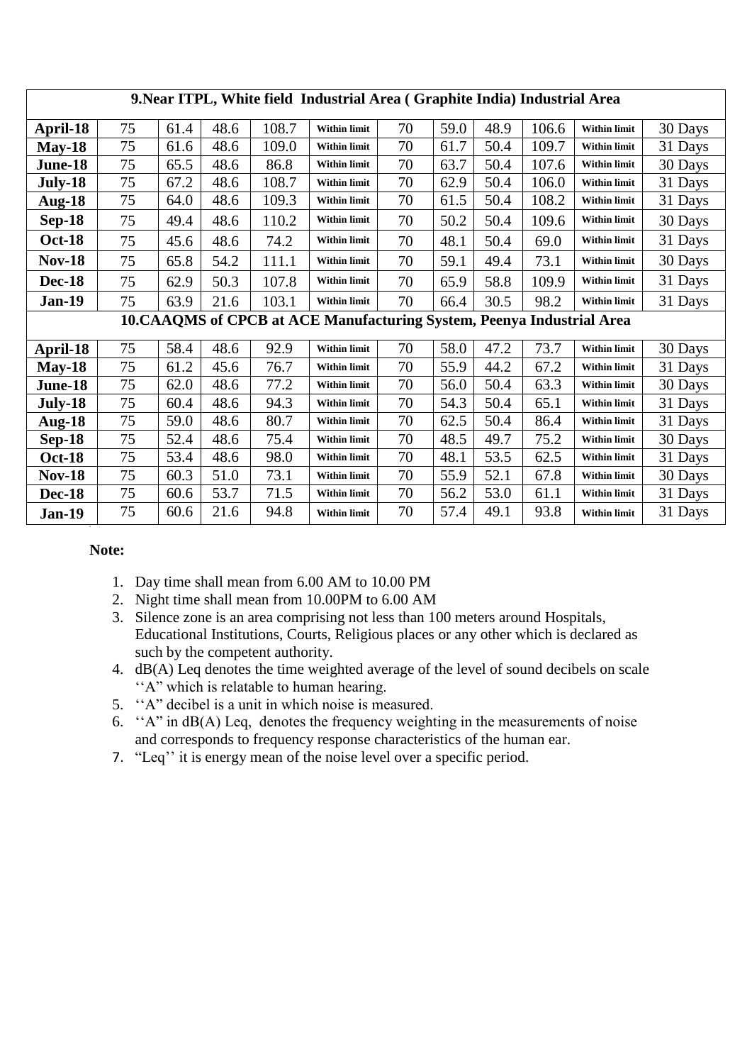| | | | | | | | | | | | |
|---|---|---|---|---|---|---|---|---|---|---|---|
| **9.Near ITPL, White field Industrial Area ( Graphite India) Industrial Area** | | | | | | | | | | | |
| **April-18** | 75 | 61.4 | 48.6 | 108.7 | **Within limit** | 70 | 59.0 | 48.9 | 106.6 | **Within limit** | 30 Days |
| **May-18** | 75 | 61.6 | 48.6 | 109.0 | **Within limit** | 70 | 61.7 | 50.4 | 109.7 | **Within limit** | 31 Days |
| **June-18** | 75 | 65.5 | 48.6 | 86.8 | **Within limit** | 70 | 63.7 | 50.4 | 107.6 | **Within limit** | 30 Days |
| **July-18** | 75 | 67.2 | 48.6 | 108.7 | **Within limit** | 70 | 62.9 | 50.4 | 106.0 | **Within limit** | 31 Days |
| **Aug-18** | 75 | 64.0 | 48.6 | 109.3 | **Within limit** | 70 | 61.5 | 50.4 | 108.2 | **Within limit** | 31 Days |
| **Sep-18** | 75 | 49.4 | 48.6 | 110.2 | **Within limit** | 70 | 50.2 | 50.4 | 109.6 | **Within limit** | 30 Days |
| **Oct-18** | 75 | 45.6 | 48.6 | 74.2 | **Within limit** | 70 | 48.1 | 50.4 | 69.0 | **Within limit** | 31 Days |
| **Nov-18** | 75 | 65.8 | 54.2 | 111.1 | **Within limit** | 70 | 59.1 | 49.4 | 73.1 | **Within limit** | 30 Days |
| **Dec-18** | 75 | 62.9 | 50.3 | 107.8 | **Within limit** | 70 | 65.9 | 58.8 | 109.9 | **Within limit** | 31 Days |
| **Jan-19** | 75 | 63.9 | 21.6 | 103.1 | **Within limit** | 70 | 66.4 | 30.5 | 98.2 | **Within limit** | 31 Days |
| **10.CAAQMS of CPCB at ACE Manufacturing System, Peenya Industrial Area** | | | | | | | | | | | |
| **April-18** | 75 | 58.4 | 48.6 | 92.9 | **Within limit** | 70 | 58.0 | 47.2 | 73.7 | **Within limit** | 30 Days |
| **May-18** | 75 | 61.2 | 45.6 | 76.7 | **Within limit** | 70 | 55.9 | 44.2 | 67.2 | **Within limit** | 31 Days |
| **June-18** | 75 | 62.0 | 48.6 | 77.2 | **Within limit** | 70 | 56.0 | 50.4 | 63.3 | **Within limit** | 30 Days |
| **July-18** | 75 | 60.4 | 48.6 | 94.3 | **Within limit** | 70 | 54.3 | 50.4 | 65.1 | **Within limit** | 31 Days |
| **Aug-18** | 75 | 59.0 | 48.6 | 80.7 | **Within limit** | 70 | 62.5 | 50.4 | 86.4 | **Within limit** | 31 Days |
| **Sep-18** | 75 | 52.4 | 48.6 | 75.4 | **Within limit** | 70 | 48.5 | 49.7 | 75.2 | **Within limit** | 30 Days |
| **Oct-18** | 75 | 53.4 | 48.6 | 98.0 | **Within limit** | 70 | 48.1 | 53.5 | 62.5 | **Within limit** | 31 Days |
| **Nov-18** | 75 | 60.3 | 51.0 | 73.1 | **Within limit** | 70 | 55.9 | 52.1 | 67.8 | **Within limit** | 30 Days |
| **Dec-18** | 75 | 60.6 | 53.7 | 71.5 | **Within limit** | 70 | 56.2 | 53.0 | 61.1 | **Within limit** | 31 Days |
| **Jan-19** | 75 | 60.6 | 21.6 | 94.8 | **Within limit** | 70 | 57.4 | 49.1 | 93.8 | **Within limit** | 31 Days |

**Note:**

1. Day time shall mean from 6.00 AM to 10.00 PM
2. Night time shall mean from 10.00PM to 6.00 AM
3. Silence zone is an area comprising not less than 100 meters around Hospitals, Educational Institutions, Courts, Religious places or any other which is declared as such by the competent authority.
4. dB(A) Leq denotes the time weighted average of the level of sound decibels on scale ''A" which is relatable to human hearing.
5. ''A" decibel is a unit in which noise is measured.
6. ''A" in dB(A) Leq, denotes the frequency weighting in the measurements of noise and corresponds to frequency response characteristics of the human ear.
7. "Leq'' it is energy mean of the noise level over a specific period.